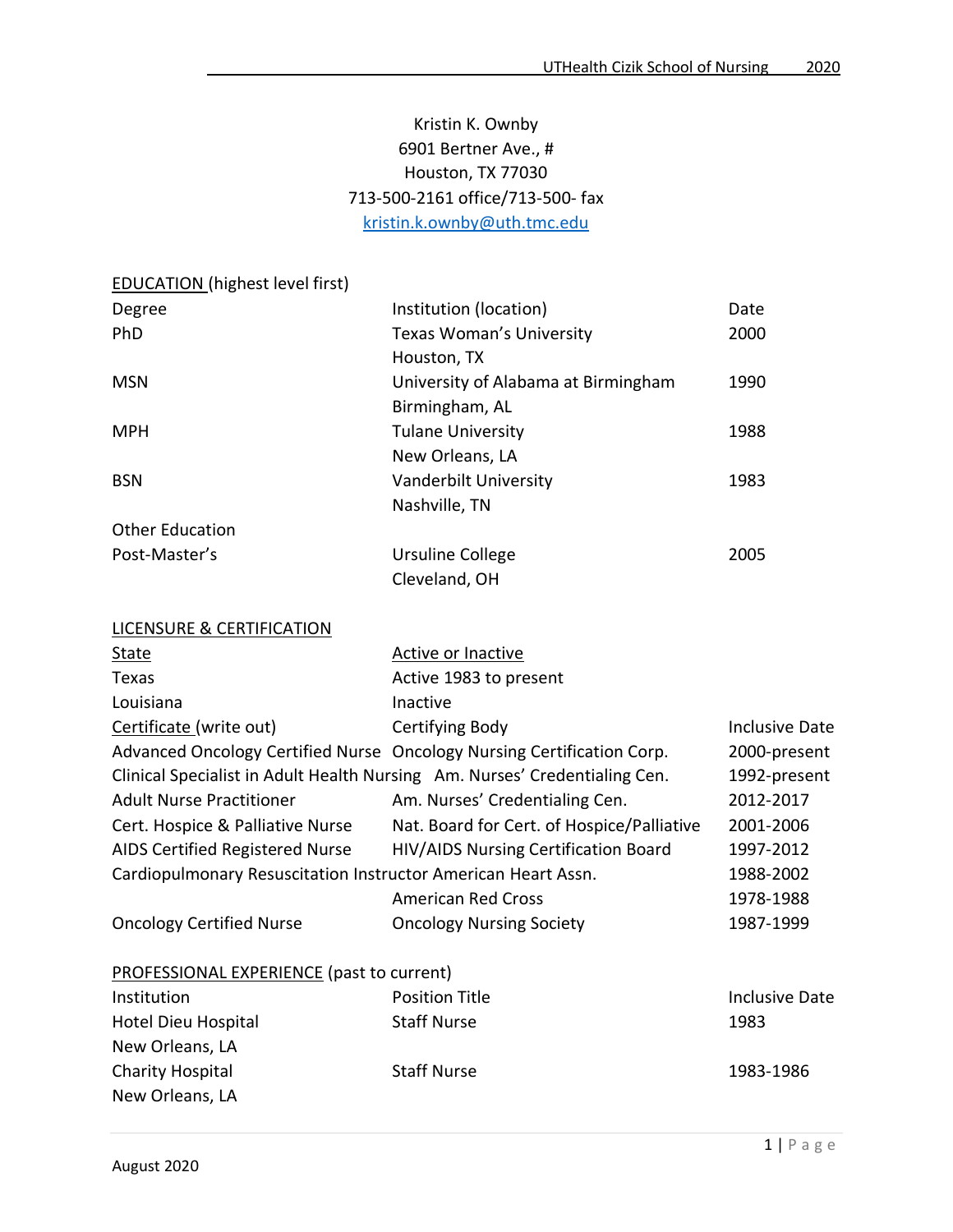Kristin K. Ownby
6901 Bertner Ave., #
Houston, TX 77030
713-500-2161 office/713-500- fax
kristin.k.ownby@uth.tmc.edu

## EDUCATION (highest level first)

| Degree | Institution (location) | Date |
|---|---|---|
| PhD | Texas Woman's University<br>Houston, TX | 2000 |
| MSN | University of Alabama at Birmingham<br>Birmingham, AL | 1990 |
| MPH | Tulane University<br>New Orleans, LA | 1988 |
| BSN | Vanderbilt University<br>Nashville, TN | 1983 |
| Other Education | | |
| Post-Master's | Ursuline College<br>Cleveland, OH | 2005 |

## LICENSURE & CERTIFICATION

| State | Active or Inactive | |
|---|---|---|
| Texas | Active 1983 to present | |
| Louisiana | Inactive | |
| **Certificate (write out)** | **Certifying Body** | **Inclusive Date** |
| Advanced Oncology Certified Nurse | Oncology Nursing Certification Corp. | 2000-present |
| Clinical Specialist in Adult Health Nursing | Am. Nurses' Credentialing Cen. | 1992-present |
| Adult Nurse Practitioner | Am. Nurses' Credentialing Cen. | 2012-2017 |
| Cert. Hospice & Palliative Nurse | Nat. Board for Cert. of Hospice/Palliative | 2001-2006 |
| AIDS Certified Registered Nurse | HIV/AIDS Nursing Certification Board | 1997-2012 |
| Cardiopulmonary Resuscitation Instructor | American Heart Assn. | 1988-2002 |
| | American Red Cross | 1978-1988 |
| Oncology Certified Nurse | Oncology Nursing Society | 1987-1999 |

## PROFESSIONAL EXPERIENCE (past to current)

| Institution | Position Title | Inclusive Date |
|---|---|---|
| Hotel Dieu Hospital<br>New Orleans, LA | Staff Nurse | 1983 |
| Charity Hospital<br>New Orleans, LA | Staff Nurse | 1983-1986 |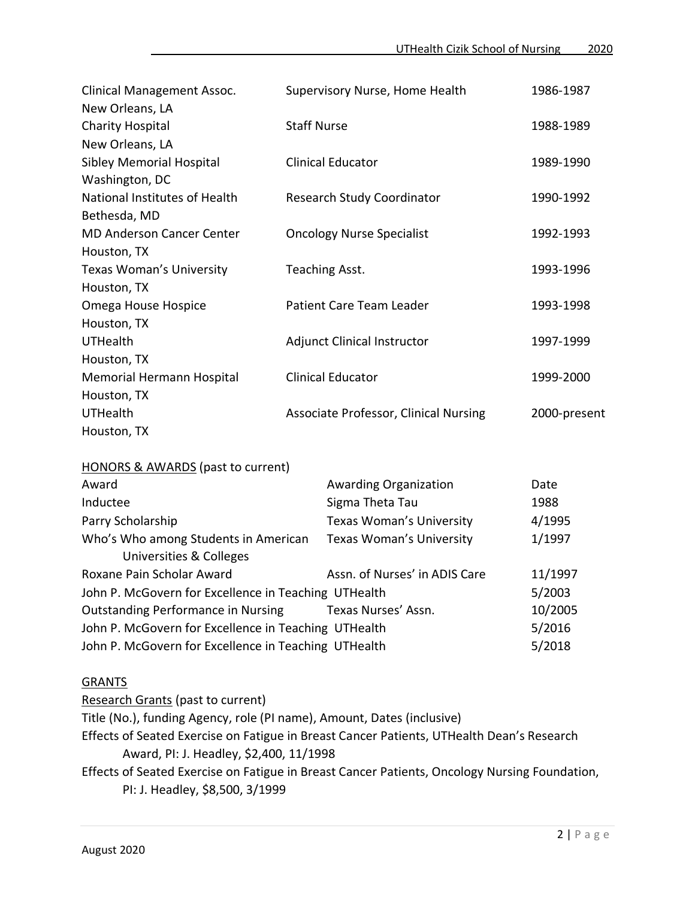| | | |
|---|---|---|
| Clinical Management Assoc. New Orleans, LA | Supervisory Nurse, Home Health | 1986-1987 |
| Charity Hospital New Orleans, LA | Staff Nurse | 1988-1989 |
| Sibley Memorial Hospital Washington, DC | Clinical Educator | 1989-1990 |
| National Institutes of Health Bethesda, MD | Research Study Coordinator | 1990-1992 |
| MD Anderson Cancer Center Houston, TX | Oncology Nurse Specialist | 1992-1993 |
| Texas Woman's University Houston, TX | Teaching Asst. | 1993-1996 |
| Omega House Hospice Houston, TX | Patient Care Team Leader | 1993-1998 |
| UTHealth Houston, TX | Adjunct Clinical Instructor | 1997-1999 |
| Memorial Hermann Hospital Houston, TX | Clinical Educator | 1999-2000 |
| UTHealth Houston, TX | Associate Professor, Clinical Nursing | 2000-present |

HONORS & AWARDS (past to current)

| Award | Awarding Organization | Date |
|---|---|---|
| Inductee | Sigma Theta Tau | 1988 |
| Parry Scholarship | Texas Woman's University | 4/1995 |
| Who's Who among Students in American Universities & Colleges | Texas Woman's University | 1/1997 |
| Roxane Pain Scholar Award | Assn. of Nurses' in ADIS Care | 11/1997 |
| John P. McGovern for Excellence in Teaching | UTHealth | 5/2003 |
| Outstanding Performance in Nursing | Texas Nurses' Assn. | 10/2005 |
| John P. McGovern for Excellence in Teaching | UTHealth | 5/2016 |
| John P. McGovern for Excellence in Teaching | UTHealth | 5/2018 |

GRANTS

Research Grants (past to current)

Title (No.), funding Agency, role (PI name), Amount, Dates (inclusive)

Effects of Seated Exercise on Fatigue in Breast Cancer Patients, UTHealth Dean's Research Award, PI: J. Headley, $2,400, 11/1998

Effects of Seated Exercise on Fatigue in Breast Cancer Patients, Oncology Nursing Foundation, PI: J. Headley, $8,500, 3/1999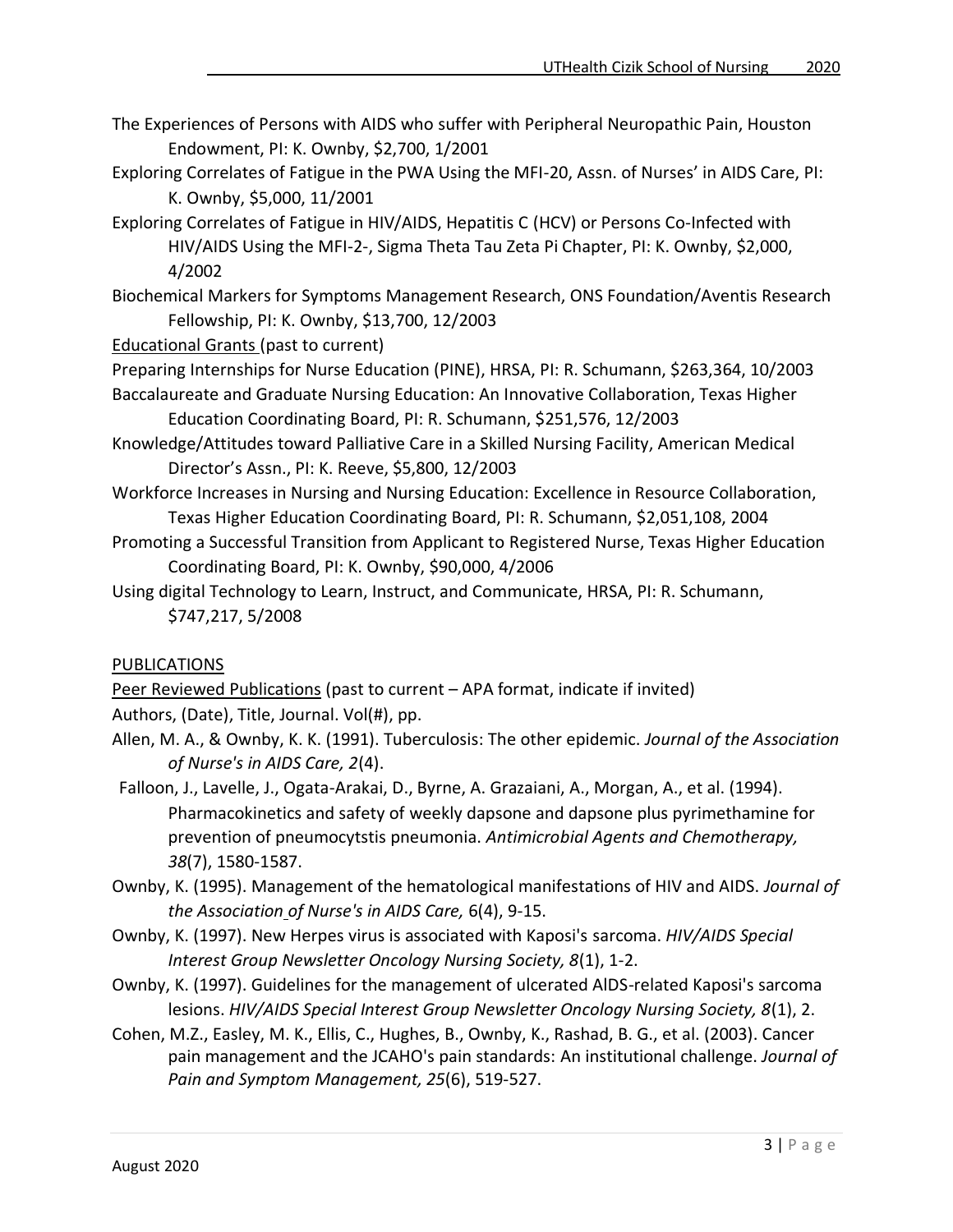The Experiences of Persons with AIDS who suffer with Peripheral Neuropathic Pain, Houston Endowment, PI: K. Ownby, $2,700, 1/2001

Exploring Correlates of Fatigue in the PWA Using the MFI-20, Assn. of Nurses' in AIDS Care, PI: K. Ownby, $5,000, 11/2001

Exploring Correlates of Fatigue in HIV/AIDS, Hepatitis C (HCV) or Persons Co-Infected with HIV/AIDS Using the MFI-2-, Sigma Theta Tau Zeta Pi Chapter, PI: K. Ownby, $2,000, 4/2002

Biochemical Markers for Symptoms Management Research, ONS Foundation/Aventis Research Fellowship, PI: K. Ownby, $13,700, 12/2003

<u>Educational Grants</u> (past to current)

Preparing Internships for Nurse Education (PINE), HRSA, PI: R. Schumann, $263,364, 10/2003

Baccalaureate and Graduate Nursing Education: An Innovative Collaboration, Texas Higher Education Coordinating Board, PI: R. Schumann, $251,576, 12/2003

Knowledge/Attitudes toward Palliative Care in a Skilled Nursing Facility, American Medical Director's Assn., PI: K. Reeve, $5,800, 12/2003

Workforce Increases in Nursing and Nursing Education: Excellence in Resource Collaboration, Texas Higher Education Coordinating Board, PI: R. Schumann, $2,051,108, 2004

Promoting a Successful Transition from Applicant to Registered Nurse, Texas Higher Education Coordinating Board, PI: K. Ownby, $90,000, 4/2006

Using digital Technology to Learn, Instruct, and Communicate, HRSA, PI: R. Schumann, $747,217, 5/2008

## PUBLICATIONS

<u>Peer Reviewed Publications</u> (past to current – APA format, indicate if invited)

Authors, (Date), Title, Journal. Vol(#), pp.

Allen, M. A., & Ownby, K. K. (1991). Tuberculosis: The other epidemic. *Journal of the Association of Nurse's in AIDS Care, 2*(4).

Falloon, J., Lavelle, J., Ogata-Arakai, D., Byrne, A. Grazaiani, A., Morgan, A., et al. (1994). Pharmacokinetics and safety of weekly dapsone and dapsone plus pyrimethamine for prevention of pneumocytstis pneumonia. *Antimicrobial Agents and Chemotherapy, 38*(7), 1580-1587.

Ownby, K. (1995). Management of the hematological manifestations of HIV and AIDS. *Journal of the Association of Nurse's in AIDS Care,* 6(4), 9-15.

Ownby, K. (1997). New Herpes virus is associated with Kaposi's sarcoma. *HIV/AIDS Special Interest Group Newsletter Oncology Nursing Society, 8*(1), 1-2.

Ownby, K. (1997). Guidelines for the management of ulcerated AIDS-related Kaposi's sarcoma lesions. *HIV/AIDS Special Interest Group Newsletter Oncology Nursing Society, 8*(1), 2.

Cohen, M.Z., Easley, M. K., Ellis, C., Hughes, B., Ownby, K., Rashad, B. G., et al. (2003). Cancer pain management and the JCAHO's pain standards: An institutional challenge. *Journal of Pain and Symptom Management, 25*(6), 519-527.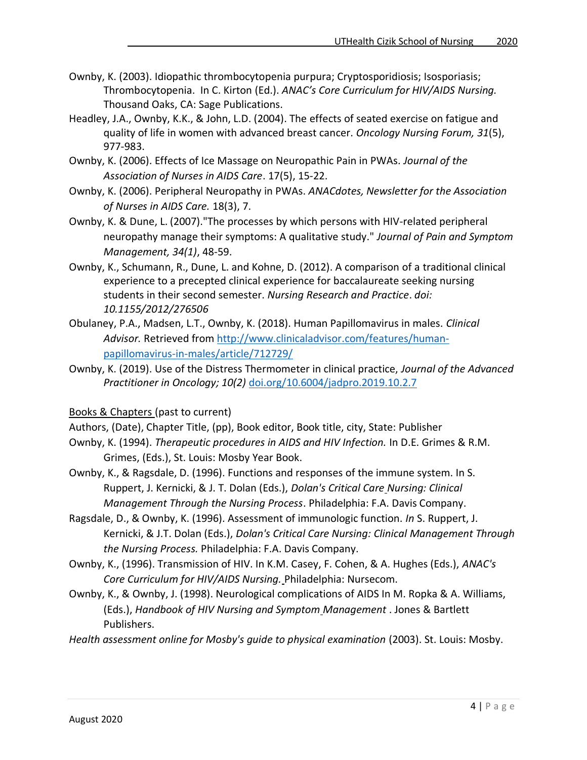Ownby, K. (2003). Idiopathic thrombocytopenia purpura; Cryptosporidiosis; Isosporiasis; Thrombocytopenia. In C. Kirton (Ed.). *ANAC's Core Curriculum for HIV/AIDS Nursing.* Thousand Oaks, CA: Sage Publications.

Headley, J.A., Ownby, K.K., & John, L.D. (2004). The effects of seated exercise on fatigue and quality of life in women with advanced breast cancer. *Oncology Nursing Forum, 31*(5), 977-983.

Ownby, K. (2006). Effects of Ice Massage on Neuropathic Pain in PWAs. *Journal of the Association of Nurses in AIDS Care*. 17(5), 15-22.

Ownby, K. (2006). Peripheral Neuropathy in PWAs. *ANACdotes, Newsletter for the Association of Nurses in AIDS Care.* 18(3), 7.

Ownby, K. & Dune, L. (2007)."The processes by which persons with HIV-related peripheral neuropathy manage their symptoms: A qualitative study." *Journal of Pain and Symptom Management, 34(1)*, 48-59.

Ownby, K., Schumann, R., Dune, L. and Kohne, D. (2012). A comparison of a traditional clinical experience to a precepted clinical experience for baccalaureate seeking nursing students in their second semester. *Nursing Research and Practice*. *doi: 10.1155/2012/276506*

Obulaney, P.A., Madsen, L.T., Ownby, K. (2018). Human Papillomavirus in males. *Clinical Advisor.* Retrieved from [http://www.clinicaladvisor.com/features/human-papillomavirus-in-males/article/712729/](http://www.clinicaladvisor.com/features/human-papillomavirus-in-males/article/712729/)

Ownby, K. (2019). Use of the Distress Thermometer in clinical practice, *Journal of the Advanced Practitioner in Oncology; 10(2)* [doi.org/10.6004/jadpro.2019.10.2.7](https://doi.org/10.6004/jadpro.2019.10.2.7)

Books & Chapters (past to current)

Authors, (Date), Chapter Title, (pp), Book editor, Book title, city, State: Publisher

Ownby, K. (1994). *Therapeutic procedures in AIDS and HIV Infection.* In D.E. Grimes & R.M. Grimes, (Eds.), St. Louis: Mosby Year Book.

Ownby, K., & Ragsdale, D. (1996). Functions and responses of the immune system. In S. Ruppert, J. Kernicki, & J. T. Dolan (Eds.), *Dolan's Critical Care Nursing: Clinical Management Through the Nursing Process*. Philadelphia: F.A. Davis Company.

Ragsdale, D., & Ownby, K. (1996). Assessment of immunologic function. *In* S. Ruppert, J. Kernicki, & J.T. Dolan (Eds.), *Dolan's Critical Care Nursing: Clinical Management Through the Nursing Process.* Philadelphia: F.A. Davis Company.

Ownby, K., (1996). Transmission of HIV. In K.M. Casey, F. Cohen, & A. Hughes (Eds.), *ANAC's Core Curriculum for HIV/AIDS Nursing.* Philadelphia: Nursecom.

Ownby, K., & Ownby, J. (1998). Neurological complications of AIDS In M. Ropka & A. Williams, (Eds.), *Handbook of HIV Nursing and Symptom Management* . Jones & Bartlett Publishers.

*Health assessment online for Mosby's guide to physical examination* (2003). St. Louis: Mosby.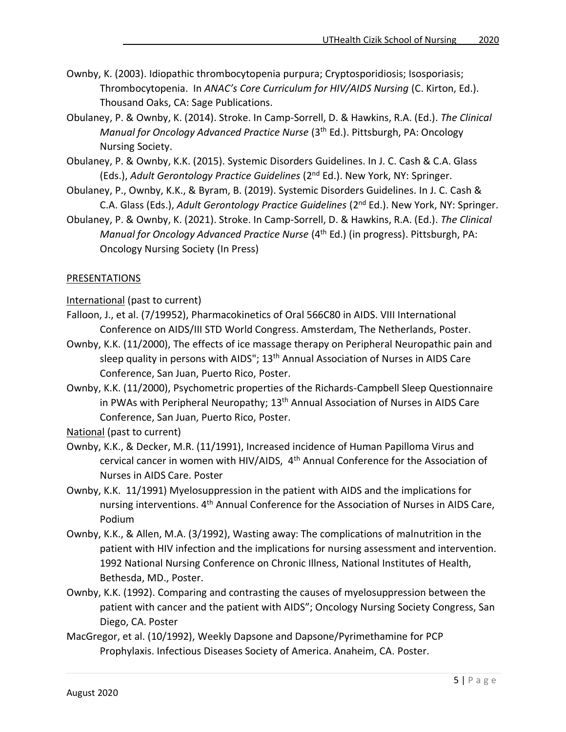Ownby, K. (2003). Idiopathic thrombocytopenia purpura; Cryptosporidiosis; Isosporiasis; Thrombocytopenia. In *ANAC's Core Curriculum for HIV/AIDS Nursing* (C. Kirton, Ed.). Thousand Oaks, CA: Sage Publications.

Obulaney, P. & Ownby, K. (2014). Stroke. In Camp-Sorrell, D. & Hawkins, R.A. (Ed.). *The Clinical Manual for Oncology Advanced Practice Nurse* (3th Ed.). Pittsburgh, PA: Oncology Nursing Society.

Obulaney, P. & Ownby, K.K. (2015). Systemic Disorders Guidelines. In J. C. Cash & C.A. Glass (Eds.), *Adult Gerontology Practice Guidelines* (2nd Ed.). New York, NY: Springer.

Obulaney, P., Ownby, K.K., & Byram, B. (2019). Systemic Disorders Guidelines. In J. C. Cash & C.A. Glass (Eds.), *Adult Gerontology Practice Guidelines* (2nd Ed.). New York, NY: Springer.

Obulaney, P. & Ownby, K. (2021). Stroke. In Camp-Sorrell, D. & Hawkins, R.A. (Ed.). *The Clinical Manual for Oncology Advanced Practice Nurse* (4th Ed.) (in progress). Pittsburgh, PA: Oncology Nursing Society (In Press)

## PRESENTATIONS

International (past to current)

Falloon, J., et al. (7/19952), Pharmacokinetics of Oral 566C80 in AIDS. VIII International Conference on AIDS/III STD World Congress. Amsterdam, The Netherlands, Poster.

Ownby, K.K. (11/2000), The effects of ice massage therapy on Peripheral Neuropathic pain and sleep quality in persons with AIDS"; 13th Annual Association of Nurses in AIDS Care Conference, San Juan, Puerto Rico, Poster.

Ownby, K.K. (11/2000), Psychometric properties of the Richards-Campbell Sleep Questionnaire in PWAs with Peripheral Neuropathy; 13th Annual Association of Nurses in AIDS Care Conference, San Juan, Puerto Rico, Poster.

National (past to current)

Ownby, K.K., & Decker, M.R. (11/1991), Increased incidence of Human Papilloma Virus and cervical cancer in women with HIV/AIDS, 4th Annual Conference for the Association of Nurses in AIDS Care. Poster

Ownby, K.K. 11/1991) Myelosuppression in the patient with AIDS and the implications for nursing interventions. 4th Annual Conference for the Association of Nurses in AIDS Care, Podium

Ownby, K.K., & Allen, M.A. (3/1992), Wasting away: The complications of malnutrition in the patient with HIV infection and the implications for nursing assessment and intervention. 1992 National Nursing Conference on Chronic Illness, National Institutes of Health, Bethesda, MD., Poster.

Ownby, K.K. (1992). Comparing and contrasting the causes of myelosuppression between the patient with cancer and the patient with AIDS"; Oncology Nursing Society Congress, San Diego, CA. Poster

MacGregor, et al. (10/1992), Weekly Dapsone and Dapsone/Pyrimethamine for PCP Prophylaxis. Infectious Diseases Society of America. Anaheim, CA. Poster.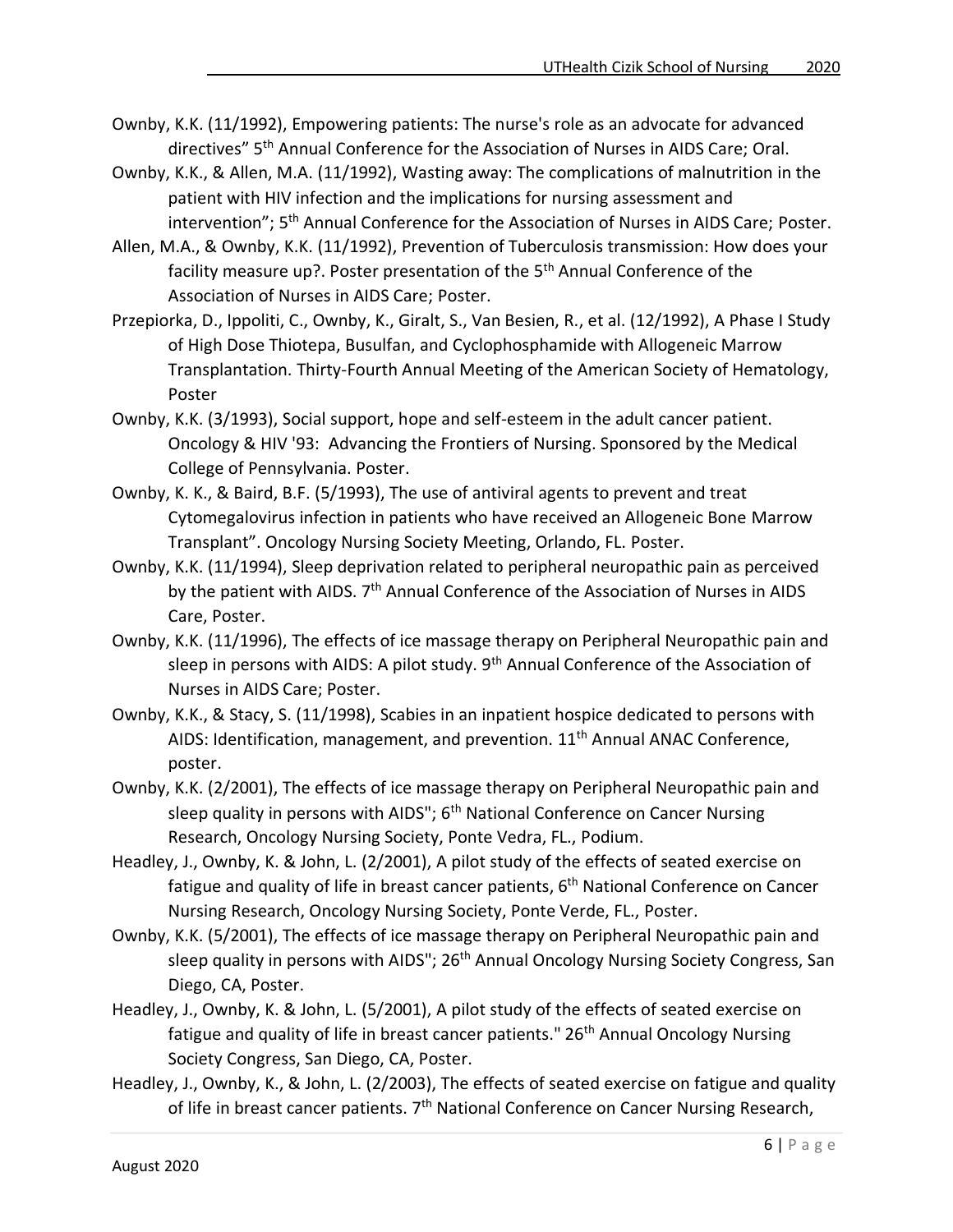Ownby, K.K. (11/1992), Empowering patients: The nurse's role as an advocate for advanced directives" 5th Annual Conference for the Association of Nurses in AIDS Care; Oral.

Ownby, K.K., & Allen, M.A. (11/1992), Wasting away: The complications of malnutrition in the patient with HIV infection and the implications for nursing assessment and intervention"; 5th Annual Conference for the Association of Nurses in AIDS Care; Poster.

Allen, M.A., & Ownby, K.K. (11/1992), Prevention of Tuberculosis transmission: How does your facility measure up?. Poster presentation of the 5th Annual Conference of the Association of Nurses in AIDS Care; Poster.

Przepiorka, D., Ippoliti, C., Ownby, K., Giralt, S., Van Besien, R., et al. (12/1992), A Phase I Study of High Dose Thiotepa, Busulfan, and Cyclophosphamide with Allogeneic Marrow Transplantation. Thirty-Fourth Annual Meeting of the American Society of Hematology, Poster

Ownby, K.K. (3/1993), Social support, hope and self-esteem in the adult cancer patient. Oncology & HIV '93: Advancing the Frontiers of Nursing. Sponsored by the Medical College of Pennsylvania. Poster.

Ownby, K. K., & Baird, B.F. (5/1993), The use of antiviral agents to prevent and treat Cytomegalovirus infection in patients who have received an Allogeneic Bone Marrow Transplant". Oncology Nursing Society Meeting, Orlando, FL. Poster.

Ownby, K.K. (11/1994), Sleep deprivation related to peripheral neuropathic pain as perceived by the patient with AIDS. 7th Annual Conference of the Association of Nurses in AIDS Care, Poster.

Ownby, K.K. (11/1996), The effects of ice massage therapy on Peripheral Neuropathic pain and sleep in persons with AIDS: A pilot study. 9th Annual Conference of the Association of Nurses in AIDS Care; Poster.

Ownby, K.K., & Stacy, S. (11/1998), Scabies in an inpatient hospice dedicated to persons with AIDS: Identification, management, and prevention. 11th Annual ANAC Conference, poster.

Ownby, K.K. (2/2001), The effects of ice massage therapy on Peripheral Neuropathic pain and sleep quality in persons with AIDS"; 6th National Conference on Cancer Nursing Research, Oncology Nursing Society, Ponte Vedra, FL., Podium.

Headley, J., Ownby, K. & John, L. (2/2001), A pilot study of the effects of seated exercise on fatigue and quality of life in breast cancer patients, 6th National Conference on Cancer Nursing Research, Oncology Nursing Society, Ponte Verde, FL., Poster.

Ownby, K.K. (5/2001), The effects of ice massage therapy on Peripheral Neuropathic pain and sleep quality in persons with AIDS"; 26th Annual Oncology Nursing Society Congress, San Diego, CA, Poster.

Headley, J., Ownby, K. & John, L. (5/2001), A pilot study of the effects of seated exercise on fatigue and quality of life in breast cancer patients." 26th Annual Oncology Nursing Society Congress, San Diego, CA, Poster.

Headley, J., Ownby, K., & John, L. (2/2003), The effects of seated exercise on fatigue and quality of life in breast cancer patients. 7th National Conference on Cancer Nursing Research,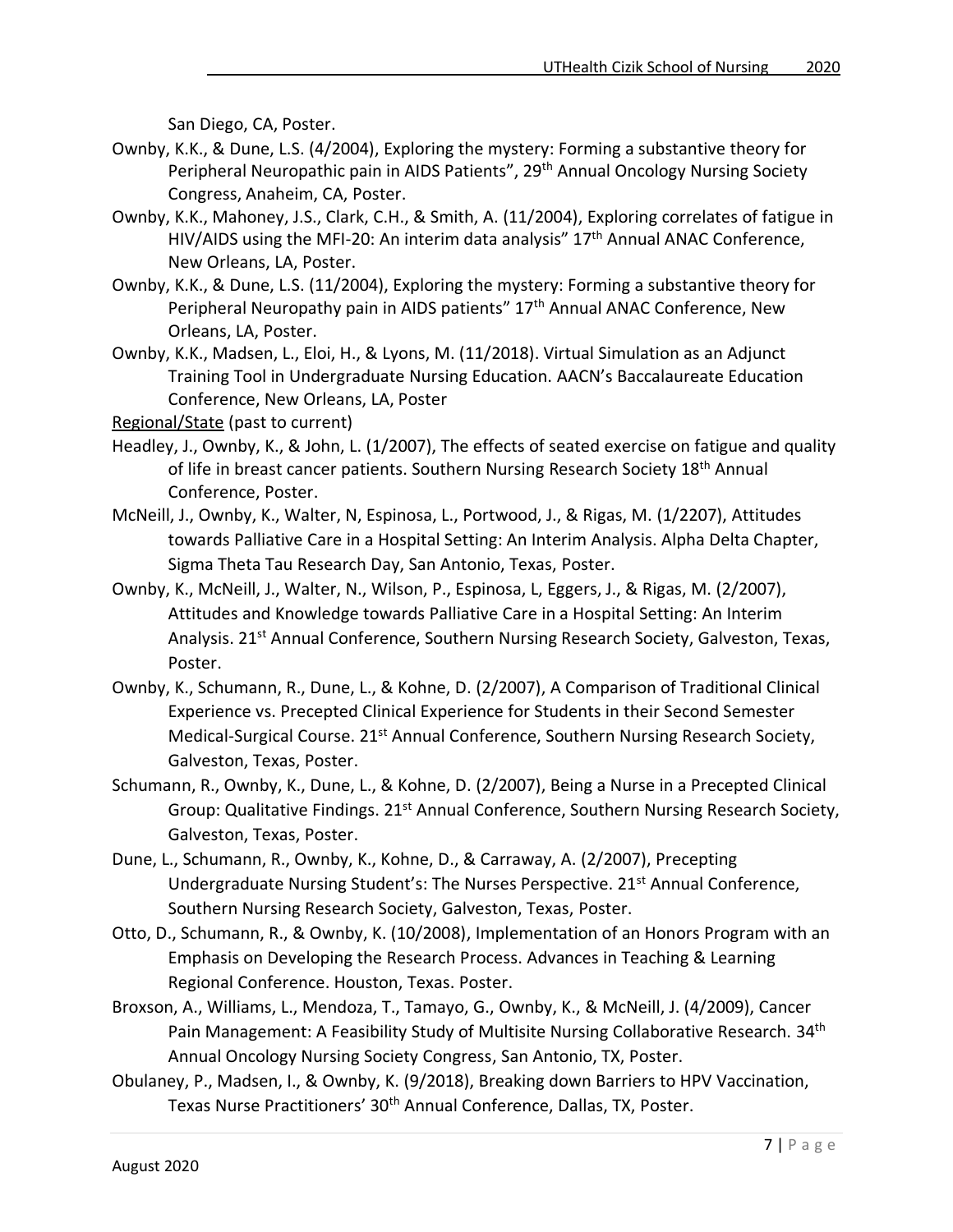San Diego, CA, Poster.

Ownby, K.K., & Dune, L.S. (4/2004), Exploring the mystery: Forming a substantive theory for Peripheral Neuropathic pain in AIDS Patients", 29th Annual Oncology Nursing Society Congress, Anaheim, CA, Poster.

Ownby, K.K., Mahoney, J.S., Clark, C.H., & Smith, A. (11/2004), Exploring correlates of fatigue in HIV/AIDS using the MFI-20: An interim data analysis" 17th Annual ANAC Conference, New Orleans, LA, Poster.

Ownby, K.K., & Dune, L.S. (11/2004), Exploring the mystery: Forming a substantive theory for Peripheral Neuropathy pain in AIDS patients" 17th Annual ANAC Conference, New Orleans, LA, Poster.

Ownby, K.K., Madsen, L., Eloi, H., & Lyons, M. (11/2018). Virtual Simulation as an Adjunct Training Tool in Undergraduate Nursing Education. AACN's Baccalaureate Education Conference, New Orleans, LA, Poster

Regional/State (past to current)

Headley, J., Ownby, K., & John, L. (1/2007), The effects of seated exercise on fatigue and quality of life in breast cancer patients. Southern Nursing Research Society 18th Annual Conference, Poster.

McNeill, J., Ownby, K., Walter, N, Espinosa, L., Portwood, J., & Rigas, M. (1/2207), Attitudes towards Palliative Care in a Hospital Setting: An Interim Analysis. Alpha Delta Chapter, Sigma Theta Tau Research Day, San Antonio, Texas, Poster.

Ownby, K., McNeill, J., Walter, N., Wilson, P., Espinosa, L, Eggers, J., & Rigas, M. (2/2007), Attitudes and Knowledge towards Palliative Care in a Hospital Setting: An Interim Analysis. 21st Annual Conference, Southern Nursing Research Society, Galveston, Texas, Poster.

Ownby, K., Schumann, R., Dune, L., & Kohne, D. (2/2007), A Comparison of Traditional Clinical Experience vs. Precepted Clinical Experience for Students in their Second Semester Medical-Surgical Course. 21st Annual Conference, Southern Nursing Research Society, Galveston, Texas, Poster.

Schumann, R., Ownby, K., Dune, L., & Kohne, D. (2/2007), Being a Nurse in a Precepted Clinical Group: Qualitative Findings. 21st Annual Conference, Southern Nursing Research Society, Galveston, Texas, Poster.

Dune, L., Schumann, R., Ownby, K., Kohne, D., & Carraway, A. (2/2007), Precepting Undergraduate Nursing Student's: The Nurses Perspective. 21st Annual Conference, Southern Nursing Research Society, Galveston, Texas, Poster.

Otto, D., Schumann, R., & Ownby, K. (10/2008), Implementation of an Honors Program with an Emphasis on Developing the Research Process. Advances in Teaching & Learning Regional Conference. Houston, Texas. Poster.

Broxson, A., Williams, L., Mendoza, T., Tamayo, G., Ownby, K., & McNeill, J. (4/2009), Cancer Pain Management: A Feasibility Study of Multisite Nursing Collaborative Research. 34th Annual Oncology Nursing Society Congress, San Antonio, TX, Poster.

Obulaney, P., Madsen, I., & Ownby, K. (9/2018), Breaking down Barriers to HPV Vaccination, Texas Nurse Practitioners' 30th Annual Conference, Dallas, TX, Poster.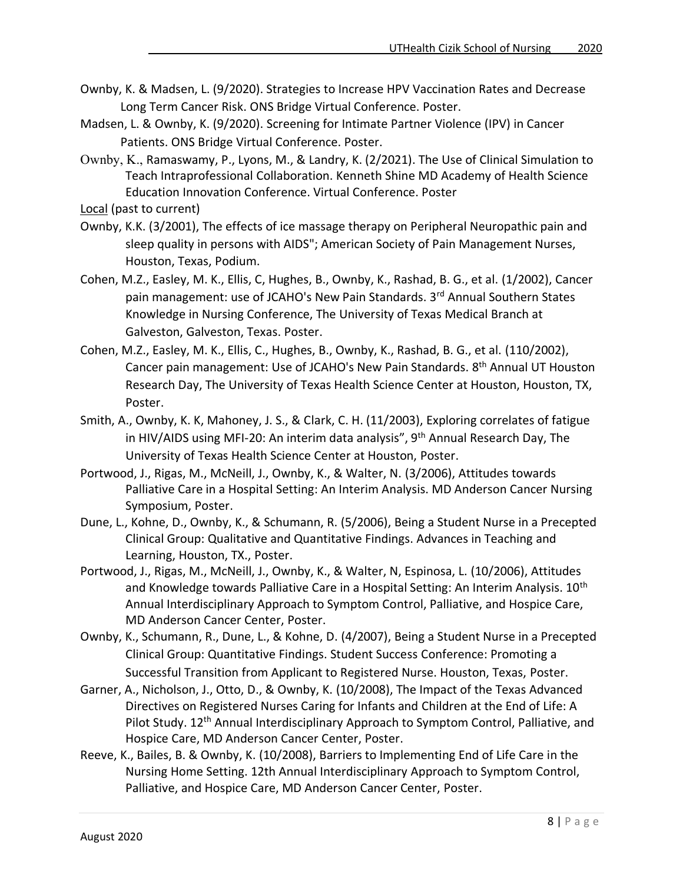Ownby, K. & Madsen, L. (9/2020). Strategies to Increase HPV Vaccination Rates and Decrease Long Term Cancer Risk. ONS Bridge Virtual Conference. Poster.

Madsen, L. & Ownby, K. (9/2020). Screening for Intimate Partner Violence (IPV) in Cancer Patients. ONS Bridge Virtual Conference. Poster.

Ownby, K., Ramaswamy, P., Lyons, M., & Landry, K. (2/2021). The Use of Clinical Simulation to Teach Intraprofessional Collaboration. Kenneth Shine MD Academy of Health Science Education Innovation Conference. Virtual Conference. Poster

Local (past to current)

Ownby, K.K. (3/2001), The effects of ice massage therapy on Peripheral Neuropathic pain and sleep quality in persons with AIDS"; American Society of Pain Management Nurses, Houston, Texas, Podium.

Cohen, M.Z., Easley, M. K., Ellis, C, Hughes, B., Ownby, K., Rashad, B. G., et al. (1/2002), Cancer pain management: use of JCAHO's New Pain Standards. 3rd Annual Southern States Knowledge in Nursing Conference, The University of Texas Medical Branch at Galveston, Galveston, Texas. Poster.

Cohen, M.Z., Easley, M. K., Ellis, C., Hughes, B., Ownby, K., Rashad, B. G., et al. (110/2002), Cancer pain management: Use of JCAHO's New Pain Standards. 8th Annual UT Houston Research Day, The University of Texas Health Science Center at Houston, Houston, TX, Poster.

Smith, A., Ownby, K. K, Mahoney, J. S., & Clark, C. H. (11/2003), Exploring correlates of fatigue in HIV/AIDS using MFI-20: An interim data analysis", 9th Annual Research Day, The University of Texas Health Science Center at Houston, Poster.

Portwood, J., Rigas, M., McNeill, J., Ownby, K., & Walter, N. (3/2006), Attitudes towards Palliative Care in a Hospital Setting: An Interim Analysis. MD Anderson Cancer Nursing Symposium, Poster.

Dune, L., Kohne, D., Ownby, K., & Schumann, R. (5/2006), Being a Student Nurse in a Precepted Clinical Group: Qualitative and Quantitative Findings. Advances in Teaching and Learning, Houston, TX., Poster.

Portwood, J., Rigas, M., McNeill, J., Ownby, K., & Walter, N, Espinosa, L. (10/2006), Attitudes and Knowledge towards Palliative Care in a Hospital Setting: An Interim Analysis. 10th Annual Interdisciplinary Approach to Symptom Control, Palliative, and Hospice Care, MD Anderson Cancer Center, Poster.

Ownby, K., Schumann, R., Dune, L., & Kohne, D. (4/2007), Being a Student Nurse in a Precepted Clinical Group: Quantitative Findings. Student Success Conference: Promoting a Successful Transition from Applicant to Registered Nurse. Houston, Texas, Poster.

Garner, A., Nicholson, J., Otto, D., & Ownby, K. (10/2008), The Impact of the Texas Advanced Directives on Registered Nurses Caring for Infants and Children at the End of Life: A Pilot Study. 12th Annual Interdisciplinary Approach to Symptom Control, Palliative, and Hospice Care, MD Anderson Cancer Center, Poster.

Reeve, K., Bailes, B. & Ownby, K. (10/2008), Barriers to Implementing End of Life Care in the Nursing Home Setting. 12th Annual Interdisciplinary Approach to Symptom Control, Palliative, and Hospice Care, MD Anderson Cancer Center, Poster.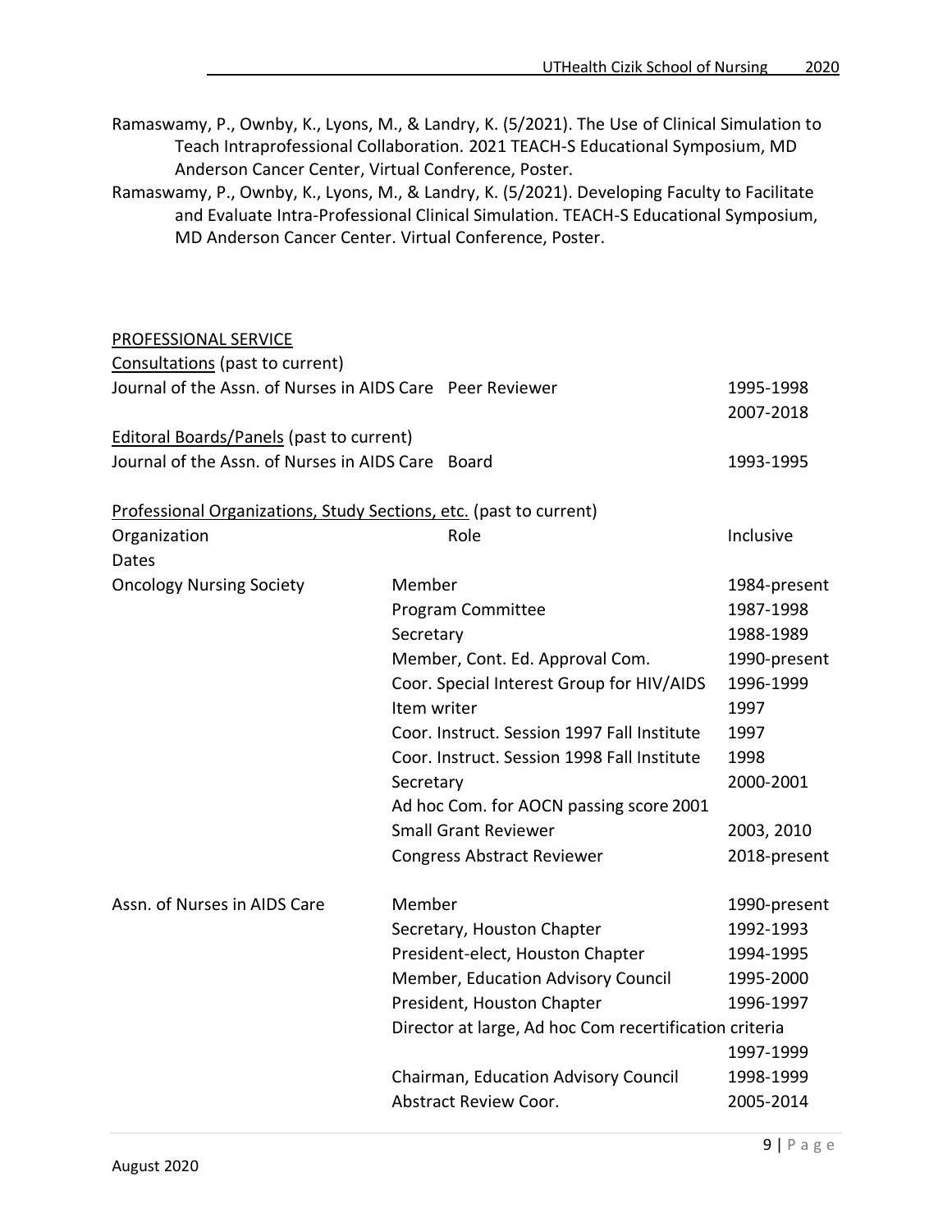Ramaswamy, P., Ownby, K., Lyons, M., & Landry, K. (5/2021). The Use of Clinical Simulation to Teach Intraprofessional Collaboration. 2021 TEACH-S Educational Symposium, MD Anderson Cancer Center, Virtual Conference, Poster.

Ramaswamy, P., Ownby, K., Lyons, M., & Landry, K. (5/2021). Developing Faculty to Facilitate and Evaluate Intra-Professional Clinical Simulation. TEACH-S Educational Symposium, MD Anderson Cancer Center. Virtual Conference, Poster.

## PROFESSIONAL SERVICE

### Consultations (past to current)

| | | |
|---|---|---|
| Journal of the Assn. of Nurses in AIDS Care | Peer Reviewer | 1995-1998<br>2007-2018 |

### Editoral Boards/Panels (past to current)

| | | |
|---|---|---|
| Journal of the Assn. of Nurses in AIDS Care | Board | 1993-1995 |

### Professional Organizations, Study Sections, etc. (past to current)

| Organization | Role | Inclusive Dates |
|---|---|---|
| Oncology Nursing Society | Member | 1984-present |
| | Program Committee | 1987-1998 |
| | Secretary | 1988-1989 |
| | Member, Cont. Ed. Approval Com. | 1990-present |
| | Coor. Special Interest Group for HIV/AIDS | 1996-1999 |
| | Item writer | 1997 |
| | Coor. Instruct. Session 1997 Fall Institute | 1997 |
| | Coor. Instruct. Session 1998 Fall Institute | 1998 |
| | Secretary | 2000-2001 |
| | Ad hoc Com. for AOCN passing score | 2001 |
| | Small Grant Reviewer | 2003, 2010 |
| | Congress Abstract Reviewer | 2018-present |
| Assn. of Nurses in AIDS Care | Member | 1990-present |
| | Secretary, Houston Chapter | 1992-1993 |
| | President-elect, Houston Chapter | 1994-1995 |
| | Member, Education Advisory Council | 1995-2000 |
| | President, Houston Chapter | 1996-1997 |
| | Director at large, Ad hoc Com recertification criteria | 1997-1999 |
| | Chairman, Education Advisory Council | 1998-1999 |
| | Abstract Review Coor. | 2005-2014 |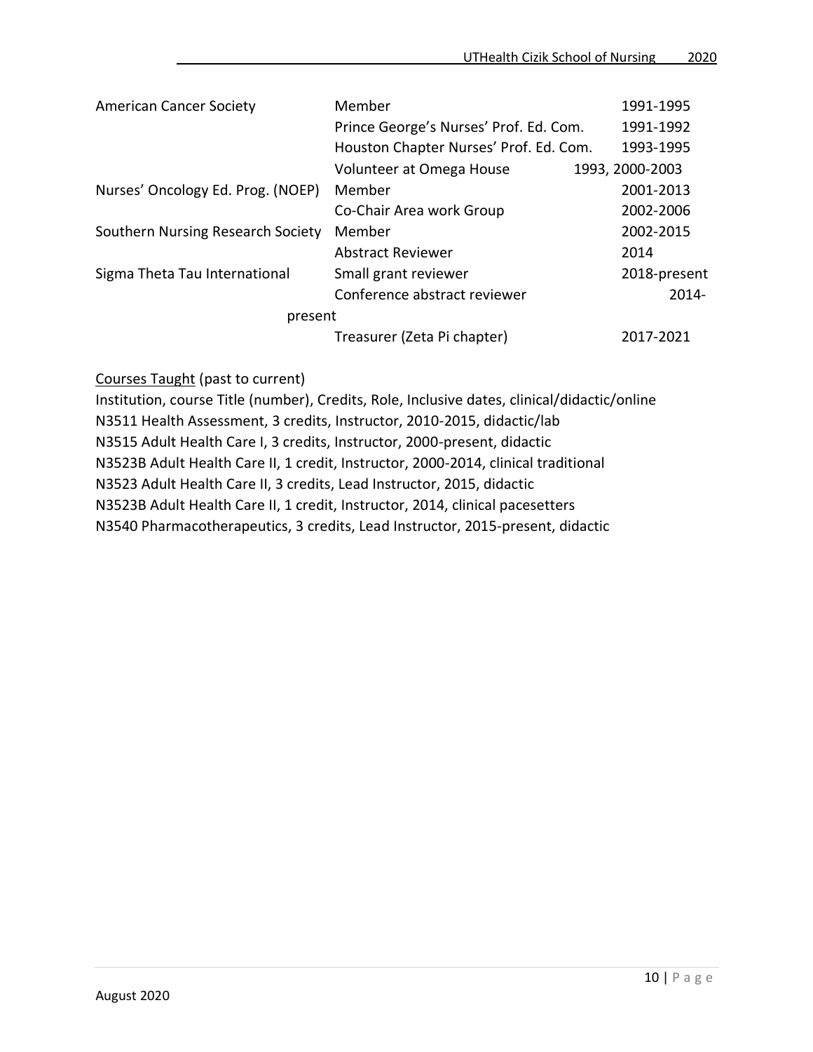| | | |
|---|---|---|
| American Cancer Society | Member | 1991-1995 |
| | Prince George's Nurses' Prof. Ed. Com. | 1991-1992 |
| | Houston Chapter Nurses' Prof. Ed. Com. | 1993-1995 |
| | Volunteer at Omega House | 1993, 2000-2003 |
| Nurses' Oncology Ed. Prog. (NOEP) | Member | 2001-2013 |
| | Co-Chair Area work Group | 2002-2006 |
| Southern Nursing Research Society | Member | 2002-2015 |
| | Abstract Reviewer | 2014 |
| Sigma Theta Tau International | Small grant reviewer | 2018-present |
| | Conference abstract reviewer | 2014-present |
| | Treasurer (Zeta Pi chapter) | 2017-2021 |

<u>Courses Taught</u> (past to current)

Institution, course Title (number), Credits, Role, Inclusive dates, clinical/didactic/online
N3511 Health Assessment, 3 credits, Instructor, 2010-2015, didactic/lab
N3515 Adult Health Care I, 3 credits, Instructor, 2000-present, didactic
N3523B Adult Health Care II, 1 credit, Instructor, 2000-2014, clinical traditional
N3523 Adult Health Care II, 3 credits, Lead Instructor, 2015, didactic
N3523B Adult Health Care II, 1 credit, Instructor, 2014, clinical pacesetters
N3540 Pharmacotherapeutics, 3 credits, Lead Instructor, 2015-present, didactic

August 2020